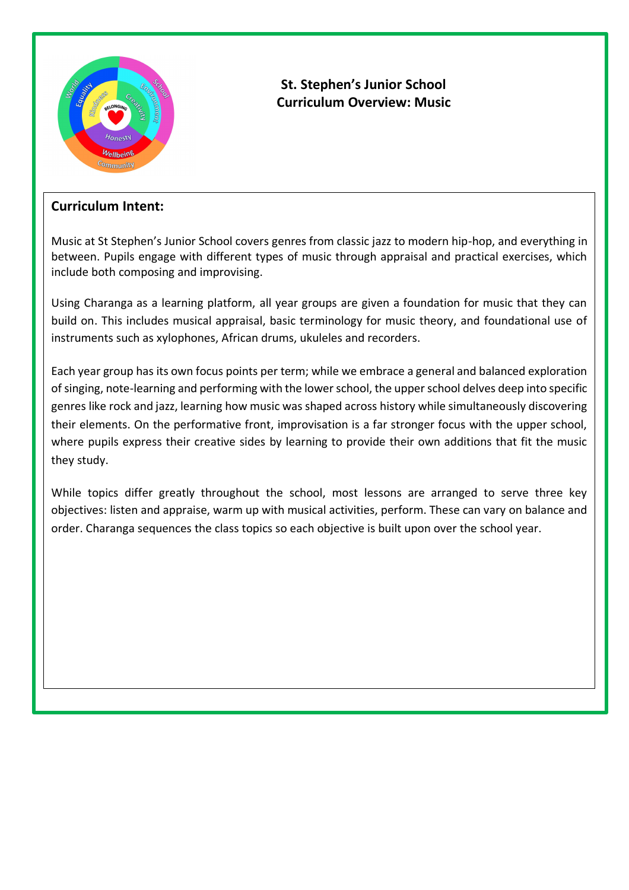# St. Stephen's Junior School
## Curriculum Overview: Music

### Curriculum Intent:

Music at St Stephen's Junior School covers genres from classic jazz to modern hip-hop, and everything in between. Pupils engage with different types of music through appraisal and practical exercises, which include both composing and improvising.

Using Charanga as a learning platform, all year groups are given a foundation for music that they can build on. This includes musical appraisal, basic terminology for music theory, and foundational use of instruments such as xylophones, African drums, ukuleles and recorders.

Each year group has its own focus points per term; while we embrace a general and balanced exploration of singing, note-learning and performing with the lower school, the upper school delves deep into specific genres like rock and jazz, learning how music was shaped across history while simultaneously discovering their elements. On the performative front, improvisation is a far stronger focus with the upper school, where pupils express their creative sides by learning to provide their own additions that fit the music they study.

While topics differ greatly throughout the school, most lessons are arranged to serve three key objectives: listen and appraise, warm up with musical activities, perform. These can vary on balance and order. Charanga sequences the class topics so each objective is built upon over the school year.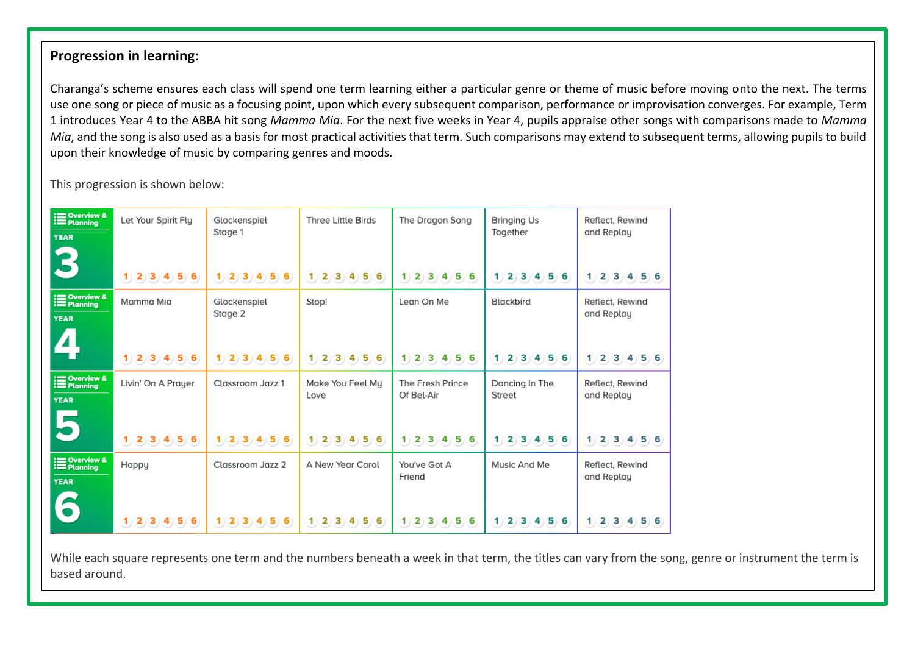**Progression in learning:**

Charanga's scheme ensures each class will spend one term learning either a particular genre or theme of music before moving onto the next. The terms use one song or piece of music as a focusing point, upon which every subsequent comparison, performance or improvisation converges. For example, Term 1 introduces Year 4 to the ABBA hit song *Mamma Mia*. For the next five weeks in Year 4, pupils appraise other songs with comparisons made to *Mamma Mia*, and the song is also used as a basis for most practical activities that term. Such comparisons may extend to subsequent terms, allowing pupils to build upon their knowledge of music by comparing genres and moods.

This progression is shown below:

| | | | | | | |
|---|---|---|---|---|---|---|
| Overview & Planning YEAR 3 | Let Your Spirit Fly 1 2 3 4 5 6 | Glockenspiel Stage 1 1 2 3 4 5 6 | Three Little Birds 1 2 3 4 5 6 | The Dragon Song 1 2 3 4 5 6 | Bringing Us Together 1 2 3 4 5 6 | Reflect, Rewind and Replay 1 2 3 4 5 6 |
| Overview & Planning YEAR 4 | Mamma Mia 1 2 3 4 5 6 | Glockenspiel Stage 2 1 2 3 4 5 6 | Stop! 1 2 3 4 5 6 | Lean On Me 1 2 3 4 5 6 | Blackbird 1 2 3 4 5 6 | Reflect, Rewind and Replay 1 2 3 4 5 6 |
| Overview & Planning YEAR 5 | Livin' On A Prayer 1 2 3 4 5 6 | Classroom Jazz 1 1 2 3 4 5 6 | Make You Feel My Love 1 2 3 4 5 6 | The Fresh Prince Of Bel-Air 1 2 3 4 5 6 | Dancing In The Street 1 2 3 4 5 6 | Reflect, Rewind and Replay 1 2 3 4 5 6 |
| Overview & Planning YEAR 6 | Happy 1 2 3 4 5 6 | Classroom Jazz 2 1 2 3 4 5 6 | A New Year Carol 1 2 3 4 5 6 | You've Got A Friend 1 2 3 4 5 6 | Music And Me 1 2 3 4 5 6 | Reflect, Rewind and Replay 1 2 3 4 5 6 |

While each square represents one term and the numbers beneath a week in that term, the titles can vary from the song, genre or instrument the term is based around.